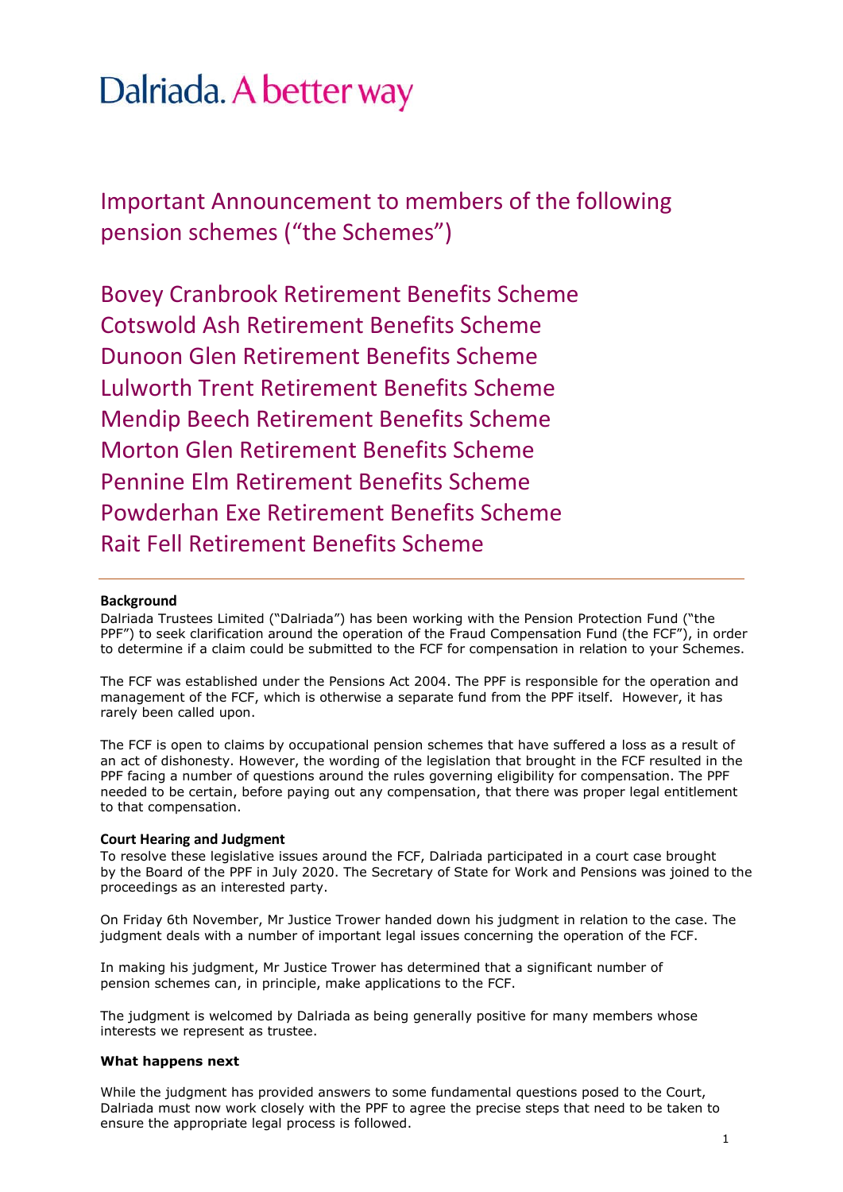# Dalriada. A better way

## Important Announcement to members of the following pension schemes ("the Schemes")

## Bovey Cranbrook Retirement Benefits Scheme
## Cotswold Ash Retirement Benefits Scheme
## Dunoon Glen Retirement Benefits Scheme
## Lulworth Trent Retirement Benefits Scheme
## Mendip Beech Retirement Benefits Scheme
## Morton Glen Retirement Benefits Scheme
## Pennine Elm Retirement Benefits Scheme
## Powderhan Exe Retirement Benefits Scheme
## Rait Fell Retirement Benefits Scheme

---

**Background**

Dalriada Trustees Limited ("Dalriada") has been working with the Pension Protection Fund ("the PPF") to seek clarification around the operation of the Fraud Compensation Fund (the FCF"), in order to determine if a claim could be submitted to the FCF for compensation in relation to your Schemes.

The FCF was established under the Pensions Act 2004. The PPF is responsible for the operation and management of the FCF, which is otherwise a separate fund from the PPF itself. However, it has rarely been called upon.

The FCF is open to claims by occupational pension schemes that have suffered a loss as a result of an act of dishonesty. However, the wording of the legislation that brought in the FCF resulted in the PPF facing a number of questions around the rules governing eligibility for compensation. The PPF needed to be certain, before paying out any compensation, that there was proper legal entitlement to that compensation.

**Court Hearing and Judgment**

To resolve these legislative issues around the FCF, Dalriada participated in a court case brought by the Board of the PPF in July 2020. The Secretary of State for Work and Pensions was joined to the proceedings as an interested party.

On Friday 6th November, Mr Justice Trower handed down his judgment in relation to the case. The judgment deals with a number of important legal issues concerning the operation of the FCF.

In making his judgment, Mr Justice Trower has determined that a significant number of pension schemes can, in principle, make applications to the FCF.

The judgment is welcomed by Dalriada as being generally positive for many members whose interests we represent as trustee.

**What happens next**

While the judgment has provided answers to some fundamental questions posed to the Court, Dalriada must now work closely with the PPF to agree the precise steps that need to be taken to ensure the appropriate legal process is followed.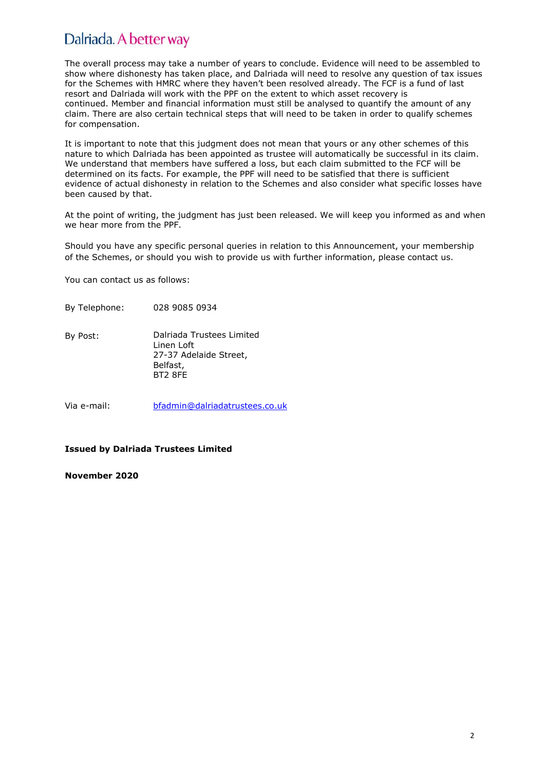The overall process may take a number of years to conclude. Evidence will need to be assembled to show where dishonesty has taken place, and Dalriada will need to resolve any question of tax issues for the Schemes with HMRC where they haven't been resolved already. The FCF is a fund of last resort and Dalriada will work with the PPF on the extent to which asset recovery is continued. Member and financial information must still be analysed to quantify the amount of any claim. There are also certain technical steps that will need to be taken in order to qualify schemes for compensation.

It is important to note that this judgment does not mean that yours or any other schemes of this nature to which Dalriada has been appointed as trustee will automatically be successful in its claim. We understand that members have suffered a loss, but each claim submitted to the FCF will be determined on its facts. For example, the PPF will need to be satisfied that there is sufficient evidence of actual dishonesty in relation to the Schemes and also consider what specific losses have been caused by that.

At the point of writing, the judgment has just been released. We will keep you informed as and when we hear more from the PPF.

Should you have any specific personal queries in relation to this Announcement, your membership of the Schemes, or should you wish to provide us with further information, please contact us.

You can contact us as follows:

| | |
|---|---|
| By Telephone: | 028 9085 0934 |
| By Post: | Dalriada Trustees Limited<br>Linen Loft<br>27-37 Adelaide Street,<br>Belfast,<br>BT2 8FE |
| Via e-mail: | bfadmin@dalriadatrustees.co.uk |

**Issued by Dalriada Trustees Limited**

**November 2020**